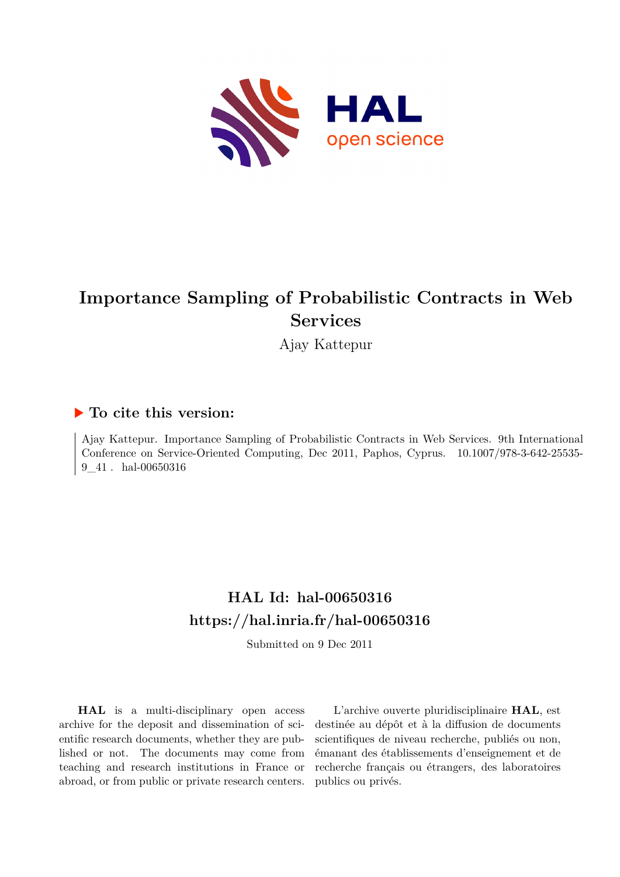# Importance Sampling of Probabilistic Contracts in Web Services

Ajay Kattepur

▶ **To cite this version:**

Ajay Kattepur. Importance Sampling of Probabilistic Contracts in Web Services. 9th International Conference on Service-Oriented Computing, Dec 2011, Paphos, Cyprus. 10.1007/978-3-642-25535-9_41 . hal-00650316

## HAL Id: hal-00650316
## https://hal.inria.fr/hal-00650316

Submitted on 9 Dec 2011

**HAL** is a multi-disciplinary open access archive for the deposit and dissemination of scientific research documents, whether they are published or not. The documents may come from teaching and research institutions in France or abroad, or from public or private research centers.

L'archive ouverte pluridisciplinaire **HAL**, est destinée au dépôt et à la diffusion de documents scientifiques de niveau recherche, publiés ou non, émanant des établissements d'enseignement et de recherche français ou étrangers, des laboratoires publics ou privés.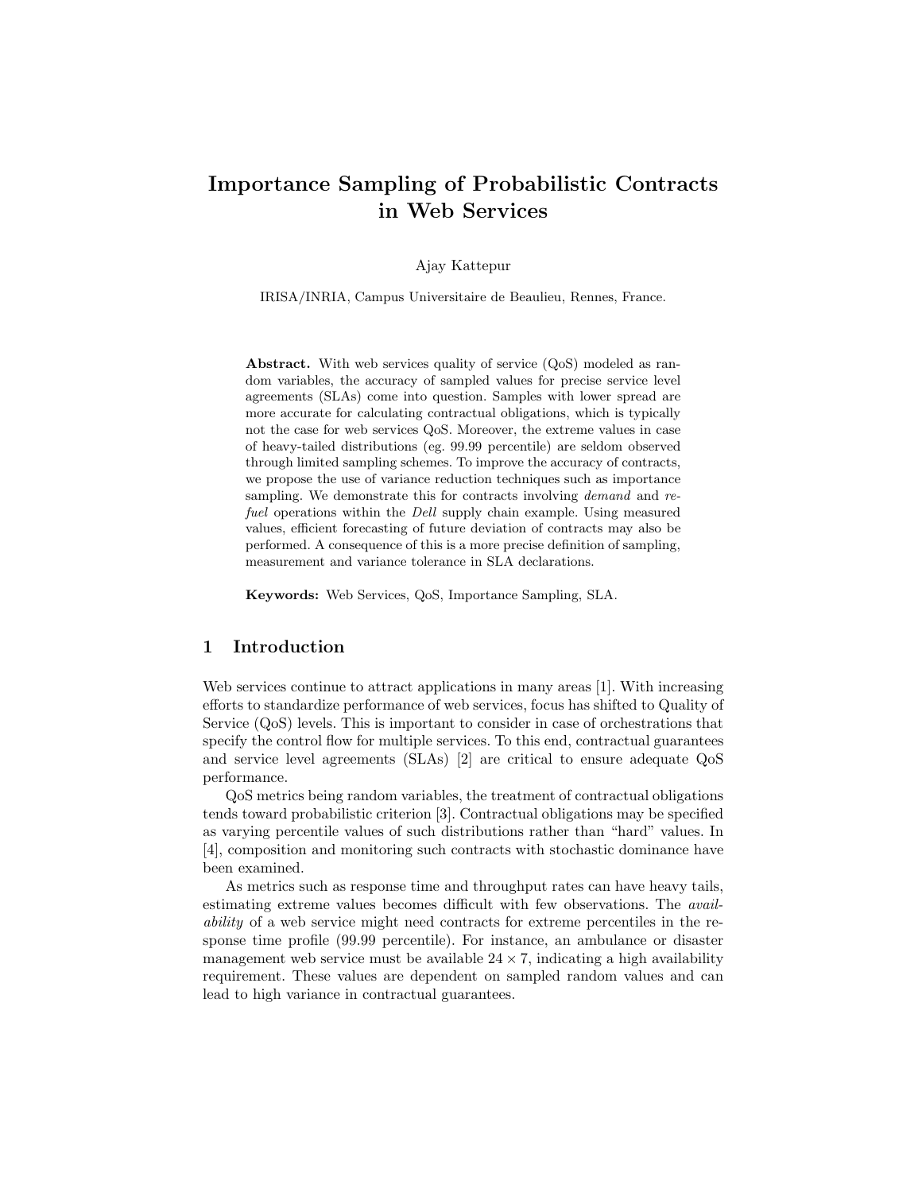# Importance Sampling of Probabilistic Contracts in Web Services

Ajay Kattepur

IRISA/INRIA, Campus Universitaire de Beaulieu, Rennes, France.

**Abstract.** With web services quality of service (QoS) modeled as random variables, the accuracy of sampled values for precise service level agreements (SLAs) come into question. Samples with lower spread are more accurate for calculating contractual obligations, which is typically not the case for web services QoS. Moreover, the extreme values in case of heavy-tailed distributions (eg. 99.99 percentile) are seldom observed through limited sampling schemes. To improve the accuracy of contracts, we propose the use of variance reduction techniques such as importance sampling. We demonstrate this for contracts involving *demand* and *refuel* operations within the *Dell* supply chain example. Using measured values, efficient forecasting of future deviation of contracts may also be performed. A consequence of this is a more precise definition of sampling, measurement and variance tolerance in SLA declarations.

**Keywords:** Web Services, QoS, Importance Sampling, SLA.

## 1 Introduction

Web services continue to attract applications in many areas [1]. With increasing efforts to standardize performance of web services, focus has shifted to Quality of Service (QoS) levels. This is important to consider in case of orchestrations that specify the control flow for multiple services. To this end, contractual guarantees and service level agreements (SLAs) [2] are critical to ensure adequate QoS performance.

QoS metrics being random variables, the treatment of contractual obligations tends toward probabilistic criterion [3]. Contractual obligations may be specified as varying percentile values of such distributions rather than "hard" values. In [4], composition and monitoring such contracts with stochastic dominance have been examined.

As metrics such as response time and throughput rates can have heavy tails, estimating extreme values becomes difficult with few observations. The *availability* of a web service might need contracts for extreme percentiles in the response time profile (99.99 percentile). For instance, an ambulance or disaster management web service must be available $24 \times 7$, indicating a high availability requirement. These values are dependent on sampled random values and can lead to high variance in contractual guarantees.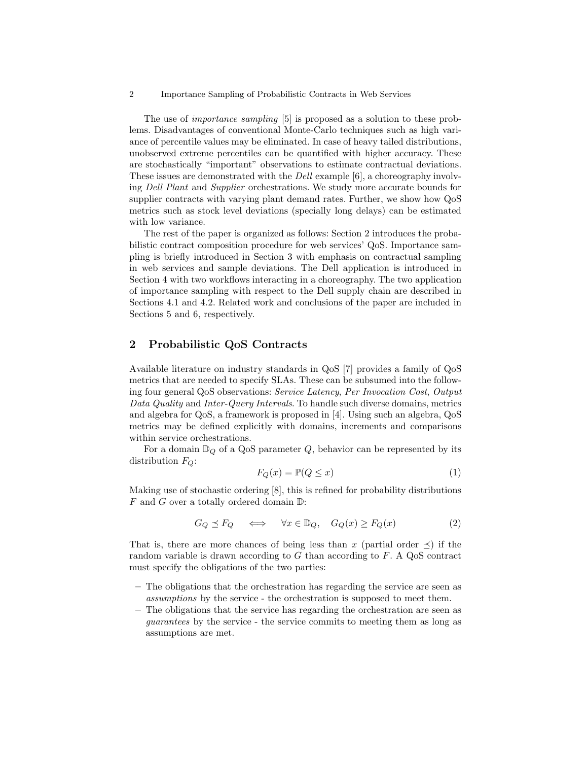The use of *importance sampling* [5] is proposed as a solution to these problems. Disadvantages of conventional Monte-Carlo techniques such as high variance of percentile values may be eliminated. In case of heavy tailed distributions, unobserved extreme percentiles can be quantified with higher accuracy. These are stochastically "important" observations to estimate contractual deviations. These issues are demonstrated with the *Dell* example [6], a choreography involving *Dell Plant* and *Supplier* orchestrations. We study more accurate bounds for supplier contracts with varying plant demand rates. Further, we show how QoS metrics such as stock level deviations (specially long delays) can be estimated with low variance.

The rest of the paper is organized as follows: Section 2 introduces the probabilistic contract composition procedure for web services' QoS. Importance sampling is briefly introduced in Section 3 with emphasis on contractual sampling in web services and sample deviations. The Dell application is introduced in Section 4 with two workflows interacting in a choreography. The two application of importance sampling with respect to the Dell supply chain are described in Sections 4.1 and 4.2. Related work and conclusions of the paper are included in Sections 5 and 6, respectively.

## 2 Probabilistic QoS Contracts

Available literature on industry standards in QoS [7] provides a family of QoS metrics that are needed to specify SLAs. These can be subsumed into the following four general QoS observations: *Service Latency*, *Per Invocation Cost*, *Output Data Quality* and *Inter-Query Intervals*. To handle such diverse domains, metrics and algebra for QoS, a framework is proposed in [4]. Using such an algebra, QoS metrics may be defined explicitly with domains, increments and comparisons within service orchestrations.

For a domain $\mathbb{D}_Q$ of a QoS parameter $Q$, behavior can be represented by its distribution $F_Q$:

$$F_Q(x) = \mathbb{P}(Q \leq x) \tag{1}$$

Making use of stochastic ordering [8], this is refined for probability distributions $F$ and $G$ over a totally ordered domain $\mathbb{D}$:

$$G_Q \preceq F_Q \quad \iff \quad \forall x \in \mathbb{D}_Q, \quad G_Q(x) \geq F_Q(x) \tag{2}$$

That is, there are more chances of being less than $x$ (partial order $\preceq$) if the random variable is drawn according to $G$ than according to $F$. A QoS contract must specify the obligations of the two parties:

- The obligations that the orchestration has regarding the service are seen as *assumptions* by the service - the orchestration is supposed to meet them.
- The obligations that the service has regarding the orchestration are seen as *guarantees* by the service - the service commits to meeting them as long as assumptions are met.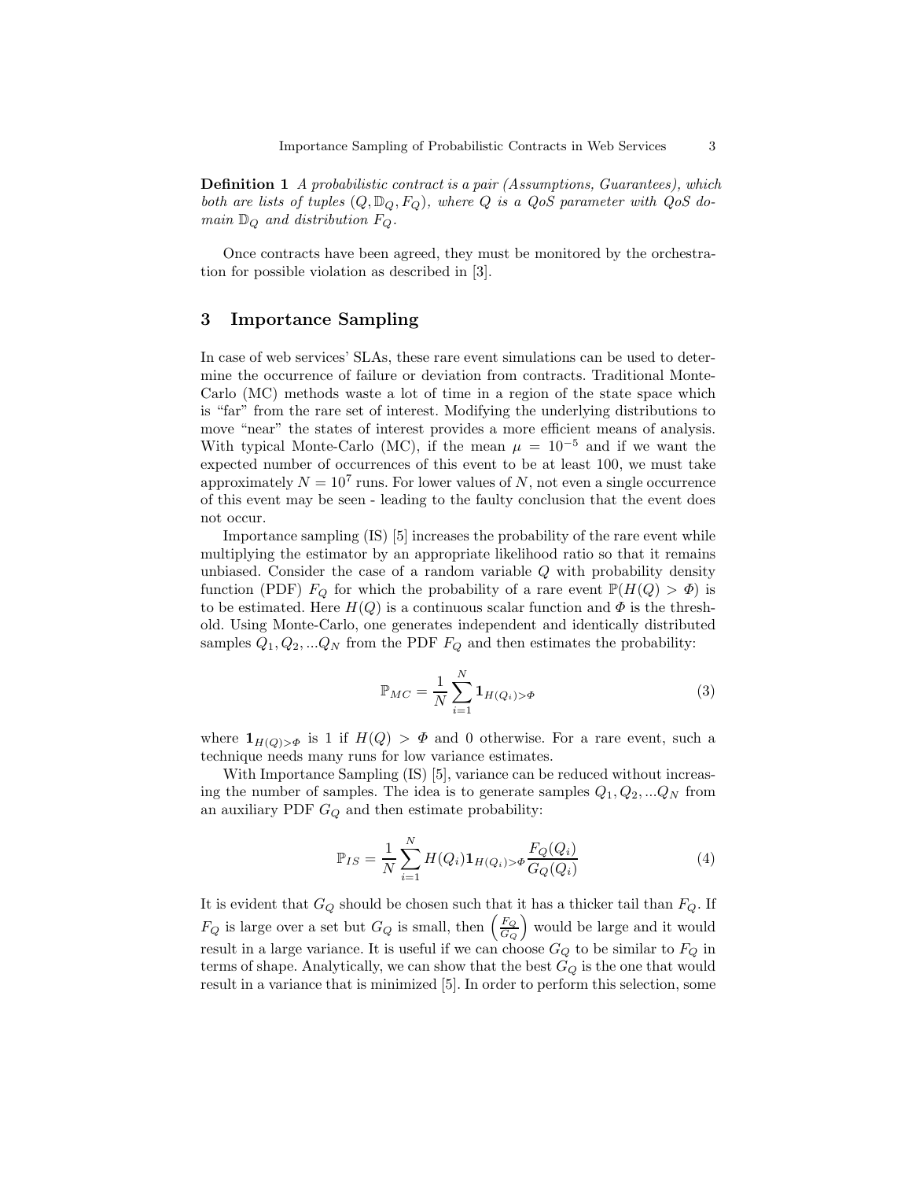**Definition 1** *A probabilistic contract is a pair (Assumptions, Guarantees), which both are lists of tuples $(Q, \mathbb{D}_Q, F_Q)$, where $Q$ is a QoS parameter with QoS domain $\mathbb{D}_Q$ and distribution $F_Q$.*

Once contracts have been agreed, they must be monitored by the orchestration for possible violation as described in [3].

## 3 Importance Sampling

In case of web services' SLAs, these rare event simulations can be used to determine the occurrence of failure or deviation from contracts. Traditional Monte-Carlo (MC) methods waste a lot of time in a region of the state space which is "far" from the rare set of interest. Modifying the underlying distributions to move "near" the states of interest provides a more efficient means of analysis. With typical Monte-Carlo (MC), if the mean $\mu = 10^{-5}$ and if we want the expected number of occurrences of this event to be at least 100, we must take approximately $N = 10^7$ runs. For lower values of $N$, not even a single occurrence of this event may be seen - leading to the faulty conclusion that the event does not occur.

Importance sampling (IS) [5] increases the probability of the rare event while multiplying the estimator by an appropriate likelihood ratio so that it remains unbiased. Consider the case of a random variable $Q$ with probability density function (PDF) $F_Q$ for which the probability of a rare event $\mathbb{P}(H(Q) > \Phi)$ is to be estimated. Here $H(Q)$ is a continuous scalar function and $\Phi$ is the threshold. Using Monte-Carlo, one generates independent and identically distributed samples $Q_1, Q_2, ...Q_N$ from the PDF $F_Q$ and then estimates the probability:

$$\mathbb{P}_{MC} = \frac{1}{N} \sum_{i=1}^{N} \mathbf{1}_{H(Q_i) > \Phi} \tag{3}$$

where $\mathbf{1}_{H(Q) > \Phi}$ is 1 if $H(Q) > \Phi$ and 0 otherwise. For a rare event, such a technique needs many runs for low variance estimates.

With Importance Sampling (IS) [5], variance can be reduced without increasing the number of samples. The idea is to generate samples $Q_1, Q_2, ...Q_N$ from an auxiliary PDF $G_Q$ and then estimate probability:

$$\mathbb{P}_{IS} = \frac{1}{N} \sum_{i=1}^{N} H(Q_i) \mathbf{1}_{H(Q_i) > \Phi} \frac{F_Q(Q_i)}{G_Q(Q_i)} \tag{4}$$

It is evident that $G_Q$ should be chosen such that it has a thicker tail than $F_Q$. If $F_Q$ is large over a set but $G_Q$ is small, then $\left(\frac{F_Q}{G_Q}\right)$ would be large and it would result in a large variance. It is useful if we can choose $G_Q$ to be similar to $F_Q$ in terms of shape. Analytically, we can show that the best $G_Q$ is the one that would result in a variance that is minimized [5]. In order to perform this selection, some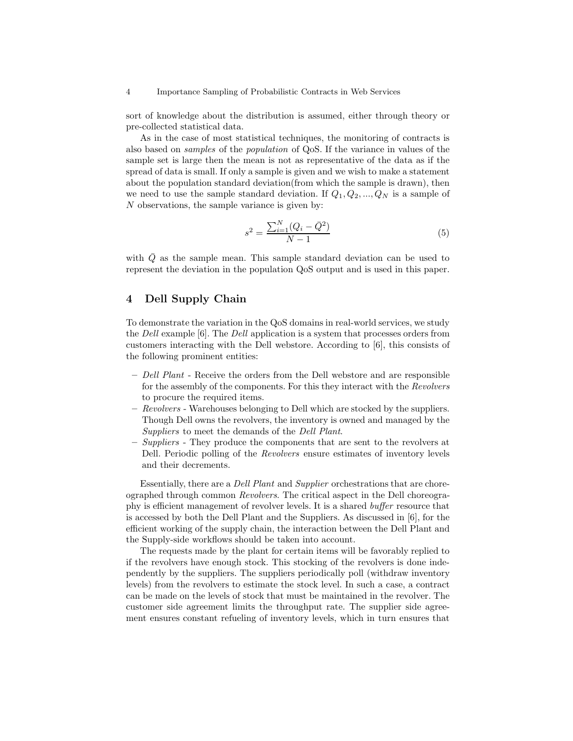sort of knowledge about the distribution is assumed, either through theory or pre-collected statistical data.

As in the case of most statistical techniques, the monitoring of contracts is also based on *samples* of the *population* of QoS. If the variance in values of the sample set is large then the mean is not as representative of the data as if the spread of data is small. If only a sample is given and we wish to make a statement about the population standard deviation(from which the sample is drawn), then we need to use the sample standard deviation. If $Q_1, Q_2, ..., Q_N$ is a sample of $N$ observations, the sample variance is given by:

$$s^2 = \frac{\sum_{i=1}^{N}(Q_i - \bar{Q}^2)}{N-1} \tag{5}$$

with $\bar{Q}$ as the sample mean. This sample standard deviation can be used to represent the deviation in the population QoS output and is used in this paper.

## 4 Dell Supply Chain

To demonstrate the variation in the QoS domains in real-world services, we study the *Dell* example [6]. The *Dell* application is a system that processes orders from customers interacting with the Dell webstore. According to [6], this consists of the following prominent entities:

- *Dell Plant* - Receive the orders from the Dell webstore and are responsible for the assembly of the components. For this they interact with the *Revolvers* to procure the required items.
- *Revolvers* - Warehouses belonging to Dell which are stocked by the suppliers. Though Dell owns the revolvers, the inventory is owned and managed by the *Suppliers* to meet the demands of the *Dell Plant*.
- *Suppliers* - They produce the components that are sent to the revolvers at Dell. Periodic polling of the *Revolvers* ensure estimates of inventory levels and their decrements.

Essentially, there are a *Dell Plant* and *Supplier* orchestrations that are choreographed through common *Revolvers*. The critical aspect in the Dell choreography is efficient management of revolver levels. It is a shared *buffer* resource that is accessed by both the Dell Plant and the Suppliers. As discussed in [6], for the efficient working of the supply chain, the interaction between the Dell Plant and the Supply-side workflows should be taken into account.

The requests made by the plant for certain items will be favorably replied to if the revolvers have enough stock. This stocking of the revolvers is done independently by the suppliers. The suppliers periodically poll (withdraw inventory levels) from the revolvers to estimate the stock level. In such a case, a contract can be made on the levels of stock that must be maintained in the revolver. The customer side agreement limits the throughput rate. The supplier side agreement ensures constant refueling of inventory levels, which in turn ensures that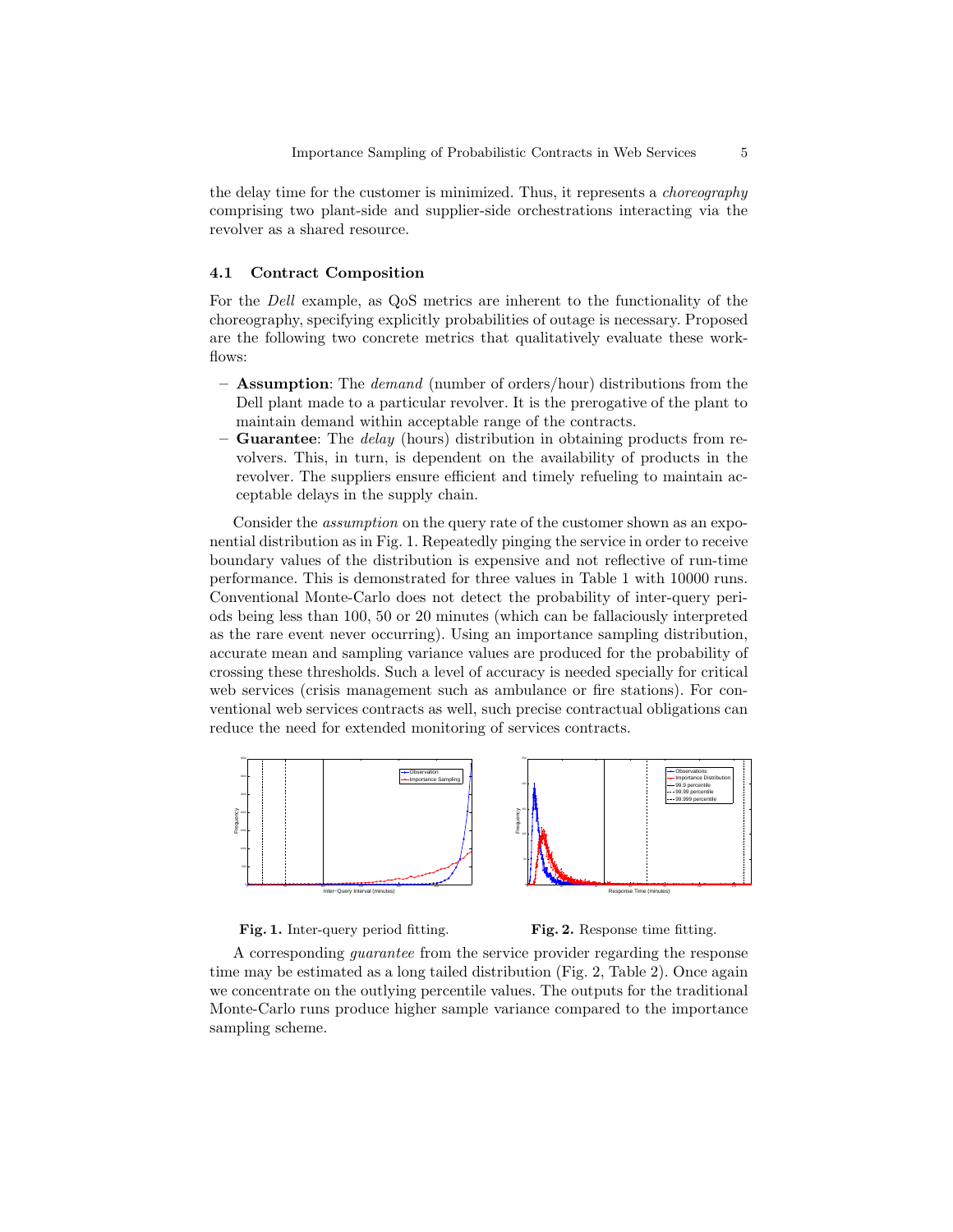the delay time for the customer is minimized. Thus, it represents a *choreography* comprising two plant-side and supplier-side orchestrations interacting via the revolver as a shared resource.

### 4.1 Contract Composition

For the *Dell* example, as QoS metrics are inherent to the functionality of the choreography, specifying explicitly probabilities of outage is necessary. Proposed are the following two concrete metrics that qualitatively evaluate these workflows:

- **Assumption**: The *demand* (number of orders/hour) distributions from the Dell plant made to a particular revolver. It is the prerogative of the plant to maintain demand within acceptable range of the contracts.
- **Guarantee**: The *delay* (hours) distribution in obtaining products from revolvers. This, in turn, is dependent on the availability of products in the revolver. The suppliers ensure efficient and timely refueling to maintain acceptable delays in the supply chain.

Consider the *assumption* on the query rate of the customer shown as an exponential distribution as in Fig. 1. Repeatedly pinging the service in order to receive boundary values of the distribution is expensive and not reflective of run-time performance. This is demonstrated for three values in Table 1 with 10000 runs. Conventional Monte-Carlo does not detect the probability of inter-query periods being less than 100, 50 or 20 minutes (which can be fallaciously interpreted as the rare event never occurring). Using an importance sampling distribution, accurate mean and sampling variance values are produced for the probability of crossing these thresholds. Such a level of accuracy is needed specially for critical web services (crisis management such as ambulance or fire stations). For conventional web services contracts as well, such precise contractual obligations can reduce the need for extended monitoring of services contracts.

**Fig. 1.** Inter-query period fitting.

**Fig. 2.** Response time fitting.

A corresponding *guarantee* from the service provider regarding the response time may be estimated as a long tailed distribution (Fig. 2, Table 2). Once again we concentrate on the outlying percentile values. The outputs for the traditional Monte-Carlo runs produce higher sample variance compared to the importance sampling scheme.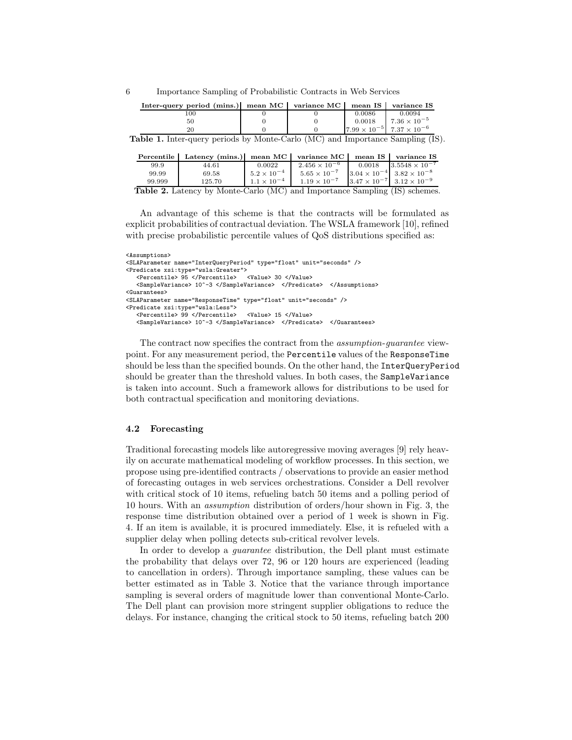| Inter-query period (mins.) | mean MC | variance MC | mean IS | variance IS |
|---|---|---|---|---|
| 100 | 0 | 0 | 0.0086 | 0.0094 |
| 50 | 0 | 0 | 0.0018 | $7.36 \times 10^{-5}$ |
| 20 | 0 | 0 | $7.99 \times 10^{-5}$ | $7.37 \times 10^{-6}$ |

**Table 1.** Inter-query periods by Monte-Carlo (MC) and Importance Sampling (IS).

| Percentile | Latency (mins.) | mean MC | variance MC | mean IS | variance IS |
|---|---|---|---|---|---|
| 99.9 | 44.61 | 0.0022 | $2.456 \times 10^{-6}$ | 0.0018 | $3.5548 \times 10^{-7}$ |
| 99.99 | 69.58 | $5.2 \times 10^{-4}$ | $5.65 \times 10^{-7}$ | $3.04 \times 10^{-4}$ | $3.82 \times 10^{-8}$ |
| 99.999 | 125.70 | $1.1 \times 10^{-4}$ | $1.19 \times 10^{-7}$ | $3.47 \times 10^{-7}$ | $3.12 \times 10^{-9}$ |

**Table 2.** Latency by Monte-Carlo (MC) and Importance Sampling (IS) schemes.

An advantage of this scheme is that the contracts will be formulated as explicit probabilities of contractual deviation. The WSLA framework [10], refined with precise probabilistic percentile values of QoS distributions specified as:

```
<Assumptions>
<SLAParameter name="InterQueryPeriod" type="float" unit="seconds" />
<Predicate xsi:type="wsla:Greater">
   <Percentile> 95 </Percentile>   <Value> 30 </Value>
   <SampleVariance> 10^-3 </SampleVariance>  </Predicate>  </Assumptions>
<Guarantees>
<SLAParameter name="ResponseTime" type="float" unit="seconds" />
<Predicate xsi:type="wsla:Less">
   <Percentile> 99 </Percentile>   <Value> 15 </Value>
   <SampleVariance> 10^-3 </SampleVariance>  </Predicate>  </Guarantees>
```

The contract now specifies the contract from the *assumption-guarantee* viewpoint. For any measurement period, the `Percentile` values of the `ResponseTime` should be less than the specified bounds. On the other hand, the `InterQueryPeriod` should be greater than the threshold values. In both cases, the `SampleVariance` is taken into account. Such a framework allows for distributions to be used for both contractual specification and monitoring deviations.

### 4.2 Forecasting

Traditional forecasting models like autoregressive moving averages [9] rely heavily on accurate mathematical modeling of workflow processes. In this section, we propose using pre-identified contracts / observations to provide an easier method of forecasting outages in web services orchestrations. Consider a Dell revolver with critical stock of 10 items, refueling batch 50 items and a polling period of 10 hours. With an *assumption* distribution of orders/hour shown in Fig. 3, the response time distribution obtained over a period of 1 week is shown in Fig. 4. If an item is available, it is procured immediately. Else, it is refueled with a supplier delay when polling detects sub-critical revolver levels.

In order to develop a *guarantee* distribution, the Dell plant must estimate the probability that delays over 72, 96 or 120 hours are experienced (leading to cancellation in orders). Through importance sampling, these values can be better estimated as in Table 3. Notice that the variance through importance sampling is several orders of magnitude lower than conventional Monte-Carlo. The Dell plant can provision more stringent supplier obligations to reduce the delays. For instance, changing the critical stock to 50 items, refueling batch 200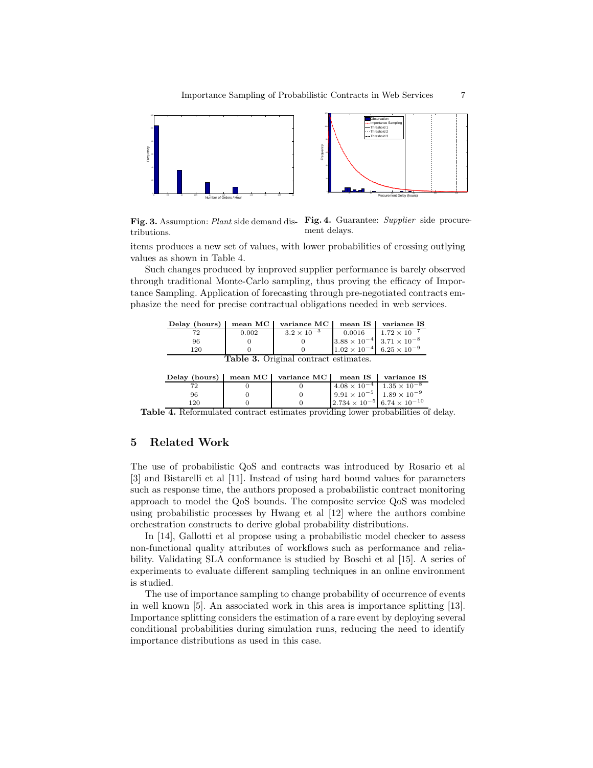**Fig. 3.** Assumption: *Plant* side demand distributions.

**Fig. 4.** Guarantee: *Supplier* side procurement delays.

items produces a new set of values, with lower probabilities of crossing outlying values as shown in Table 4.

Such changes produced by improved supplier performance is barely observed through traditional Monte-Carlo sampling, thus proving the efficacy of Importance Sampling. Application of forecasting through pre-negotiated contracts emphasize the need for precise contractual obligations needed in web services.

| Delay (hours) | mean MC | variance MC | mean IS | variance IS |
|---|---|---|---|---|
| 72 | 0.002 | $3.2 \times 10^{-3}$ | 0.0016 | $1.72 \times 10^{-7}$ |
| 96 | 0 | 0 | $3.88 \times 10^{-4}$ | $3.71 \times 10^{-8}$ |
| 120 | 0 | 0 | $1.02 \times 10^{-4}$ | $6.25 \times 10^{-9}$ |

**Table 3.** Original contract estimates.

| Delay (hours) | mean MC | variance MC | mean IS | variance IS |
|---|---|---|---|---|
| 72 | 0 | 0 | $4.08 \times 10^{-4}$ | $1.35 \times 10^{-8}$ |
| 96 | 0 | 0 | $9.91 \times 10^{-5}$ | $1.89 \times 10^{-9}$ |
| 120 | 0 | 0 | $2.734 \times 10^{-5}$ | $6.74 \times 10^{-10}$ |

**Table 4.** Reformulated contract estimates providing lower probabilities of delay.

## 5 Related Work

The use of probabilistic QoS and contracts was introduced by Rosario et al [3] and Bistarelli et al [11]. Instead of using hard bound values for parameters such as response time, the authors proposed a probabilistic contract monitoring approach to model the QoS bounds. The composite service QoS was modeled using probabilistic processes by Hwang et al [12] where the authors combine orchestration constructs to derive global probability distributions.

In [14], Gallotti et al propose using a probabilistic model checker to assess non-functional quality attributes of workflows such as performance and reliability. Validating SLA conformance is studied by Boschi et al [15]. A series of experiments to evaluate different sampling techniques in an online environment is studied.

The use of importance sampling to change probability of occurrence of events in well known [5]. An associated work in this area is importance splitting [13]. Importance splitting considers the estimation of a rare event by deploying several conditional probabilities during simulation runs, reducing the need to identify importance distributions as used in this case.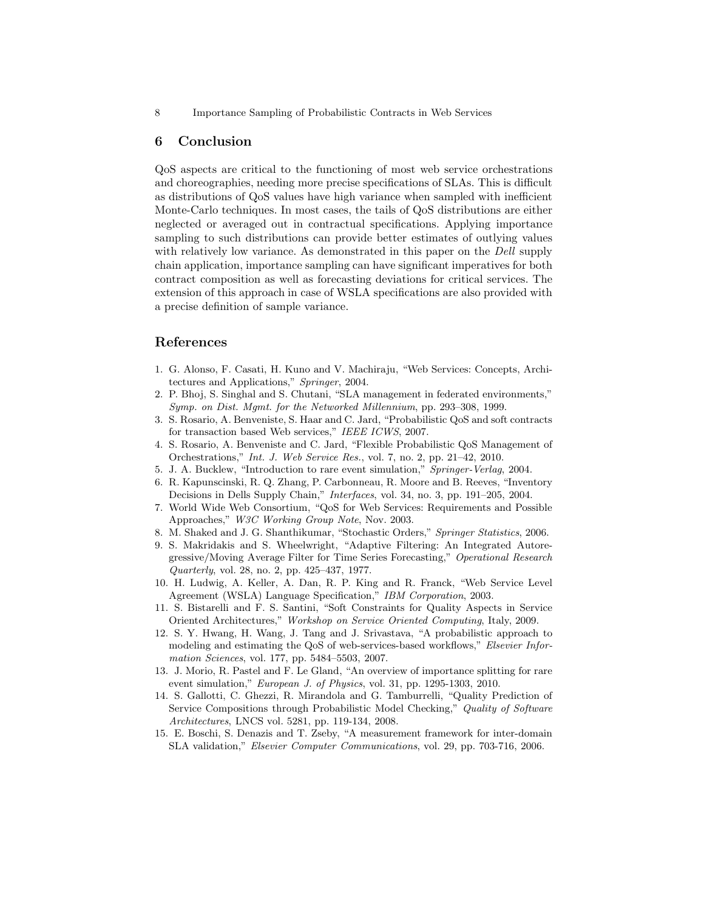## 6 Conclusion

QoS aspects are critical to the functioning of most web service orchestrations and choreographies, needing more precise specifications of SLAs. This is difficult as distributions of QoS values have high variance when sampled with inefficient Monte-Carlo techniques. In most cases, the tails of QoS distributions are either neglected or averaged out in contractual specifications. Applying importance sampling to such distributions can provide better estimates of outlying values with relatively low variance. As demonstrated in this paper on the *Dell* supply chain application, importance sampling can have significant imperatives for both contract composition as well as forecasting deviations for critical services. The extension of this approach in case of WSLA specifications are also provided with a precise definition of sample variance.

## References

1. G. Alonso, F. Casati, H. Kuno and V. Machiraju, "Web Services: Concepts, Architectures and Applications," *Springer*, 2004.
2. P. Bhoj, S. Singhal and S. Chutani, "SLA management in federated environments," *Symp. on Dist. Mgmt. for the Networked Millennium*, pp. 293–308, 1999.
3. S. Rosario, A. Benveniste, S. Haar and C. Jard, "Probabilistic QoS and soft contracts for transaction based Web services," *IEEE ICWS*, 2007.
4. S. Rosario, A. Benveniste and C. Jard, "Flexible Probabilistic QoS Management of Orchestrations," *Int. J. Web Service Res.*, vol. 7, no. 2, pp. 21–42, 2010.
5. J. A. Bucklew, "Introduction to rare event simulation," *Springer-Verlag*, 2004.
6. R. Kapunscinski, R. Q. Zhang, P. Carbonneau, R. Moore and B. Reeves, "Inventory Decisions in Dells Supply Chain," *Interfaces*, vol. 34, no. 3, pp. 191–205, 2004.
7. World Wide Web Consortium, "QoS for Web Services: Requirements and Possible Approaches," *W3C Working Group Note*, Nov. 2003.
8. M. Shaked and J. G. Shanthikumar, "Stochastic Orders," *Springer Statistics*, 2006.
9. S. Makridakis and S. Wheelwright, "Adaptive Filtering: An Integrated Autoregressive/Moving Average Filter for Time Series Forecasting," *Operational Research Quarterly*, vol. 28, no. 2, pp. 425–437, 1977.
10. H. Ludwig, A. Keller, A. Dan, R. P. King and R. Franck, "Web Service Level Agreement (WSLA) Language Specification," *IBM Corporation*, 2003.
11. S. Bistarelli and F. S. Santini, "Soft Constraints for Quality Aspects in Service Oriented Architectures," *Workshop on Service Oriented Computing*, Italy, 2009.
12. S. Y. Hwang, H. Wang, J. Tang and J. Srivastava, "A probabilistic approach to modeling and estimating the QoS of web-services-based workflows," *Elsevier Information Sciences*, vol. 177, pp. 5484–5503, 2007.
13. J. Morio, R. Pastel and F. Le Gland, "An overview of importance splitting for rare event simulation," *European J. of Physics*, vol. 31, pp. 1295-1303, 2010.
14. S. Gallotti, C. Ghezzi, R. Mirandola and G. Tamburrelli, "Quality Prediction of Service Compositions through Probabilistic Model Checking," *Quality of Software Architectures*, LNCS vol. 5281, pp. 119-134, 2008.
15. E. Boschi, S. Denazis and T. Zseby, "A measurement framework for inter-domain SLA validation," *Elsevier Computer Communications*, vol. 29, pp. 703-716, 2006.